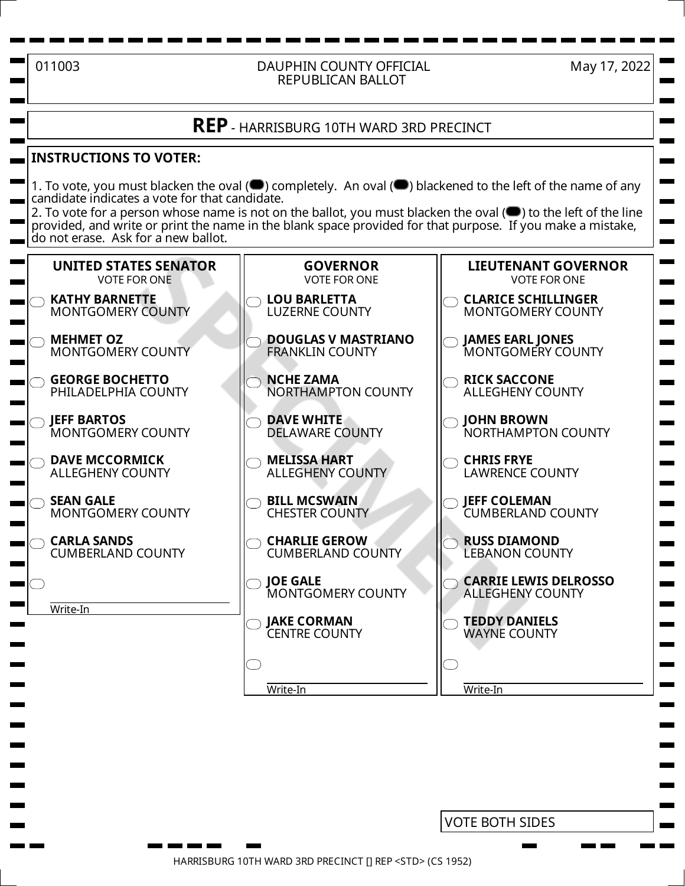011003

DAUPHIN COUNTY OFFICIAL
REPUBLICAN BALLOT

May 17, 2022

# REP - HARRISBURG 10TH WARD 3RD PRECINCT

**INSTRUCTIONS TO VOTER:**

1. To vote, you must blacken the oval (⬬) completely. An oval (⬬) blackened to the left of the name of any candidate indicates a vote for that candidate.
2. To vote for a person whose name is not on the ballot, you must blacken the oval (⬬) to the left of the line provided, and write or print the name in the blank space provided for that purpose. If you make a mistake, do not erase. Ask for a new ballot.

## UNITED STATES SENATOR
VOTE FOR ONE

- ⬭ **KATHY BARNETTE** MONTGOMERY COUNTY
- ⬭ **MEHMET OZ** MONTGOMERY COUNTY
- ⬭ **GEORGE BOCHETTO** PHILADELPHIA COUNTY
- ⬭ **JEFF BARTOS** MONTGOMERY COUNTY
- ⬭ **DAVE MCCORMICK** ALLEGHENY COUNTY
- ⬭ **SEAN GALE** MONTGOMERY COUNTY
- ⬭ **CARLA SANDS** CUMBERLAND COUNTY
- ⬭ ______________ Write-In

## GOVERNOR
VOTE FOR ONE

- ⬭ **LOU BARLETTA** LUZERNE COUNTY
- ⬭ **DOUGLAS V MASTRIANO** FRANKLIN COUNTY
- ⬭ **NCHE ZAMA** NORTHAMPTON COUNTY
- ⬭ **DAVE WHITE** DELAWARE COUNTY
- ⬭ **MELISSA HART** ALLEGHENY COUNTY
- ⬭ **BILL MCSWAIN** CHESTER COUNTY
- ⬭ **CHARLIE GEROW** CUMBERLAND COUNTY
- ⬭ **JOE GALE** MONTGOMERY COUNTY
- ⬭ **JAKE CORMAN** CENTRE COUNTY
- ⬭ ______________ Write-In

## LIEUTENANT GOVERNOR
VOTE FOR ONE

- ⬭ **CLARICE SCHILLINGER** MONTGOMERY COUNTY
- ⬭ **JAMES EARL JONES** MONTGOMERY COUNTY
- ⬭ **RICK SACCONE** ALLEGHENY COUNTY
- ⬭ **JOHN BROWN** NORTHAMPTON COUNTY
- ⬭ **CHRIS FRYE** LAWRENCE COUNTY
- ⬭ **JEFF COLEMAN** CUMBERLAND COUNTY
- ⬭ **RUSS DIAMOND** LEBANON COUNTY
- ⬭ **CARRIE LEWIS DELROSSO** ALLEGHENY COUNTY
- ⬭ **TEDDY DANIELS** WAYNE COUNTY
- ⬭ ______________ Write-In

VOTE BOTH SIDES

HARRISBURG 10TH WARD 3RD PRECINCT [] REP <STD> (CS 1952)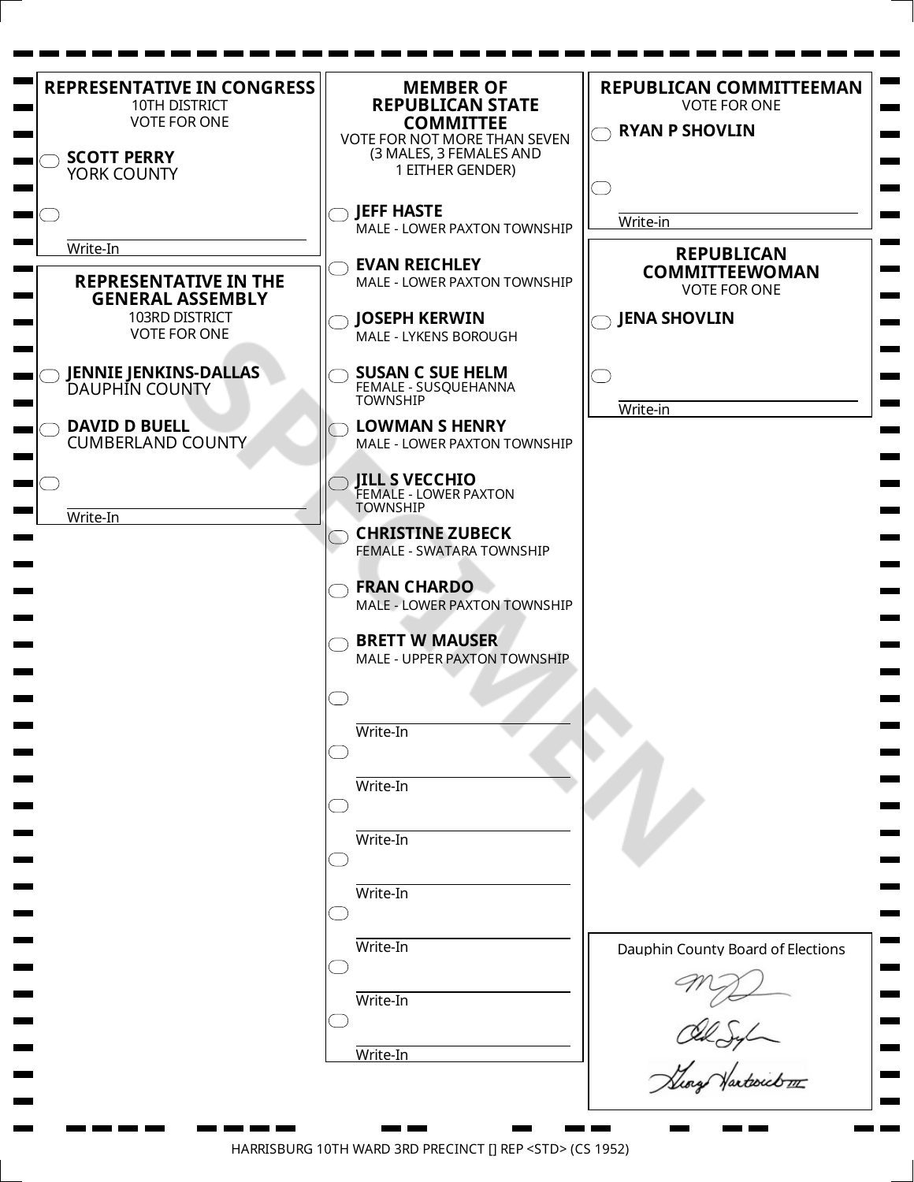## REPRESENTATIVE IN CONGRESS

10TH DISTRICT
VOTE FOR ONE

- **SCOTT PERRY**
  YORK COUNTY
- Write-In

## REPRESENTATIVE IN THE GENERAL ASSEMBLY

103RD DISTRICT
VOTE FOR ONE

- **JENNIE JENKINS-DALLAS**
  DAUPHIN COUNTY
- **DAVID D BUELL**
  CUMBERLAND COUNTY
- Write-In

## MEMBER OF REPUBLICAN STATE COMMITTEE

VOTE FOR NOT MORE THAN SEVEN
(3 MALES, 3 FEMALES AND
1 EITHER GENDER)

- **JEFF HASTE**
  MALE - LOWER PAXTON TOWNSHIP
- **EVAN REICHLEY**
  MALE - LOWER PAXTON TOWNSHIP
- **JOSEPH KERWIN**
  MALE - LYKENS BOROUGH
- **SUSAN C SUE HELM**
  FEMALE - SUSQUEHANNA TOWNSHIP
- **LOWMAN S HENRY**
  MALE - LOWER PAXTON TOWNSHIP
- **JILL S VECCHIO**
  FEMALE - LOWER PAXTON TOWNSHIP
- **CHRISTINE ZUBECK**
  FEMALE - SWATARA TOWNSHIP
- **FRAN CHARDO**
  MALE - LOWER PAXTON TOWNSHIP
- **BRETT W MAUSER**
  MALE - UPPER PAXTON TOWNSHIP
- Write-In
- Write-In
- Write-In
- Write-In
- Write-In
- Write-In
- Write-In

## REPUBLICAN COMMITTEEMAN

VOTE FOR ONE

- **RYAN P SHOVLIN**
- Write-in

## REPUBLICAN COMMITTEEWOMAN

VOTE FOR ONE

- **JENA SHOVLIN**
- Write-in

Dauphin County Board of Elections

SPECIMEN

HARRISBURG 10TH WARD 3RD PRECINCT [] REP <STD> (CS 1952)